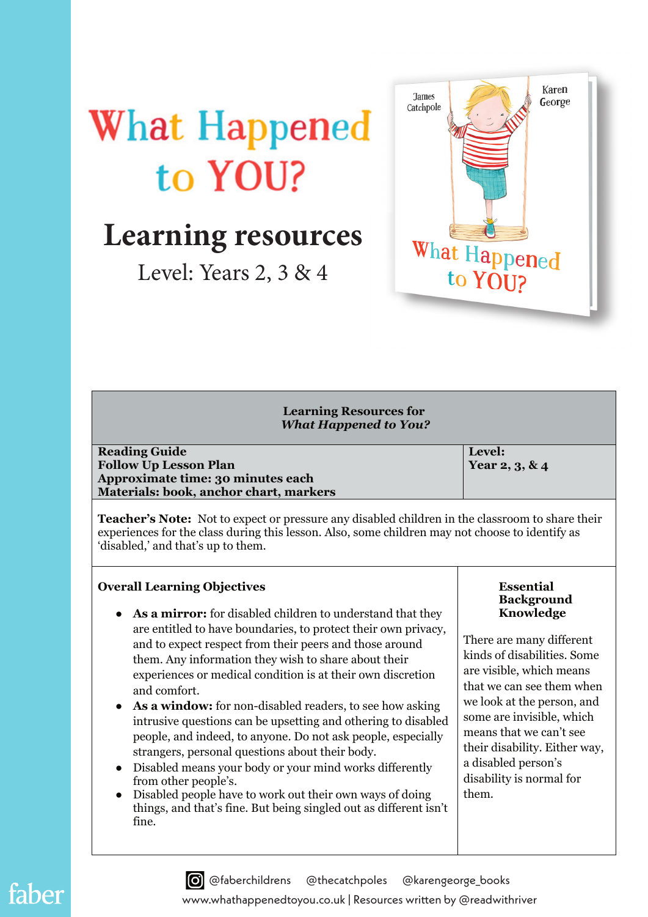# What Happened to YOU?

## Learning resources

Level: Years 2, 3 & 4

| | |
|---|---|
| **Learning Resources for *What Happened to You?*** | |
| **Reading Guide**<br>**Follow Up Lesson Plan**<br>**Approximate time: 30 minutes each**<br>**Materials: book, anchor chart, markers** | **Level:**<br>**Year 2, 3, & 4** |
| **Teacher's Note:** Not to expect or pressure any disabled children in the classroom to share their experiences for the class during this lesson. Also, some children may not choose to identify as 'disabled,' and that's up to them. | |

**Overall Learning Objectives**

- **As a mirror:** for disabled children to understand that they are entitled to have boundaries, to protect their own privacy, and to expect respect from their peers and those around them. Any information they wish to share about their experiences or medical condition is at their own discretion and comfort.
- **As a window:** for non-disabled readers, to see how asking intrusive questions can be upsetting and othering to disabled people, and indeed, to anyone. Do not ask people, especially strangers, personal questions about their body.
- Disabled means your body or your mind works differently from other people's.
- Disabled people have to work out their own ways of doing things, and that's fine. But being singled out as different isn't fine.

**Essential Background Knowledge**

There are many different kinds of disabilities. Some are visible, which means that we can see them when we look at the person, and some are invisible, which means that we can't see their disability. Either way, a disabled person's disability is normal for them.

@faberchildrens @thecatchpoles @karengeorge_books

www.whathappenedtoyou.co.uk | Resources written by @readwithriver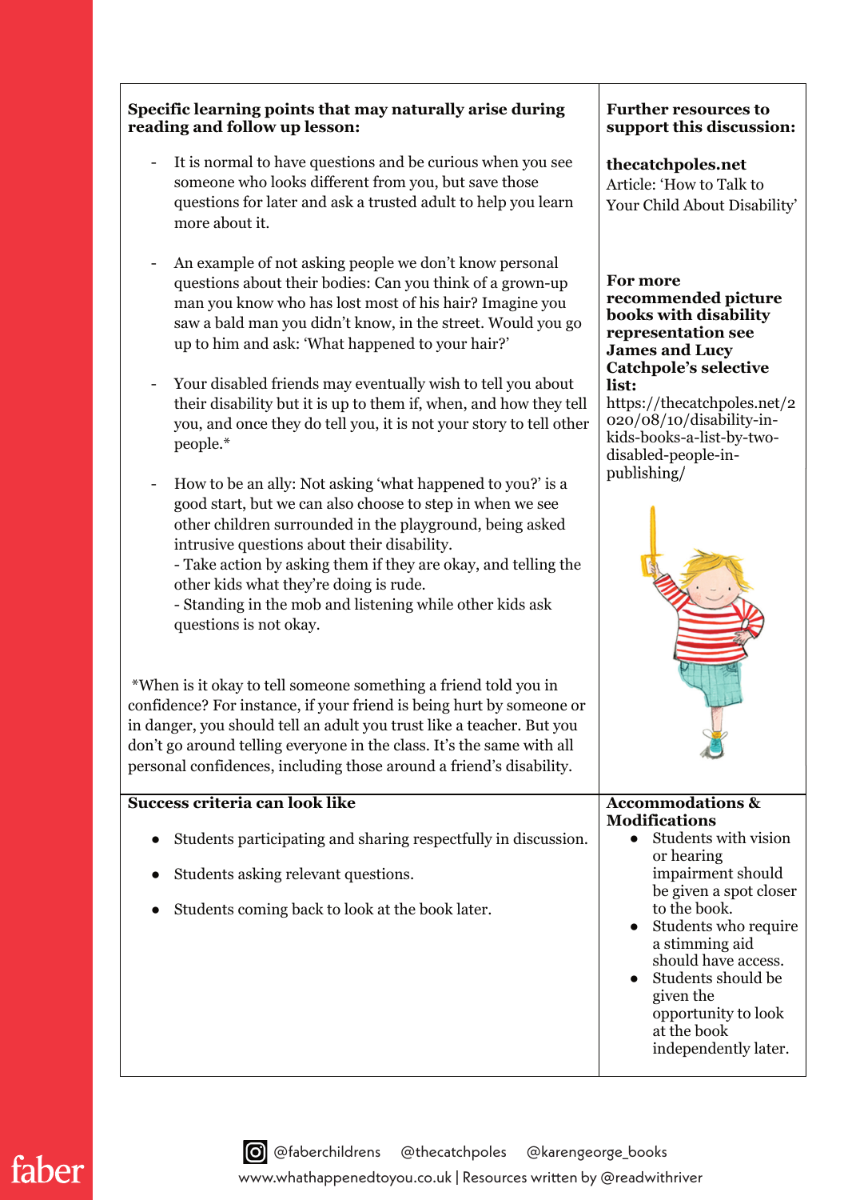**Specific learning points that may naturally arise during reading and follow up lesson:**

- It is normal to have questions and be curious when you see someone who looks different from you, but save those questions for later and ask a trusted adult to help you learn more about it.
- An example of not asking people we don't know personal questions about their bodies: Can you think of a grown-up man you know who has lost most of his hair? Imagine you saw a bald man you didn't know, in the street. Would you go up to him and ask: 'What happened to your hair?'
- Your disabled friends may eventually wish to tell you about their disability but it is up to them if, when, and how they tell you, and once they do tell you, it is not your story to tell other people.*
- How to be an ally: Not asking 'what happened to you?' is a good start, but we can also choose to step in when we see other children surrounded in the playground, being asked intrusive questions about their disability.
  - Take action by asking them if they are okay, and telling the other kids what they're doing is rude.
  - Standing in the mob and listening while other kids ask questions is not okay.

*When is it okay to tell someone something a friend told you in confidence? For instance, if your friend is being hurt by someone or in danger, you should tell an adult you trust like a teacher. But you don't go around telling everyone in the class. It's the same with all personal confidences, including those around a friend's disability.

**Further resources to support this discussion:**

**thecatchpoles.net**
Article: 'How to Talk to Your Child About Disability'

**For more recommended picture books with disability representation see James and Lucy Catchpole's selective list:**
https://thecatchpoles.net/2020/08/10/disability-in-kids-books-a-list-by-two-disabled-people-in-publishing/

**Success criteria can look like**

- Students participating and sharing respectfully in discussion.
- Students asking relevant questions.
- Students coming back to look at the book later.

**Accommodations & Modifications**

- Students with vision or hearing impairment should be given a spot closer to the book.
- Students who require a stimming aid should have access.
- Students should be given the opportunity to look at the book independently later.

@faberchildrens @thecatchpoles @karengeorge_books
www.whathappenedtoyou.co.uk | Resources written by @readwithriver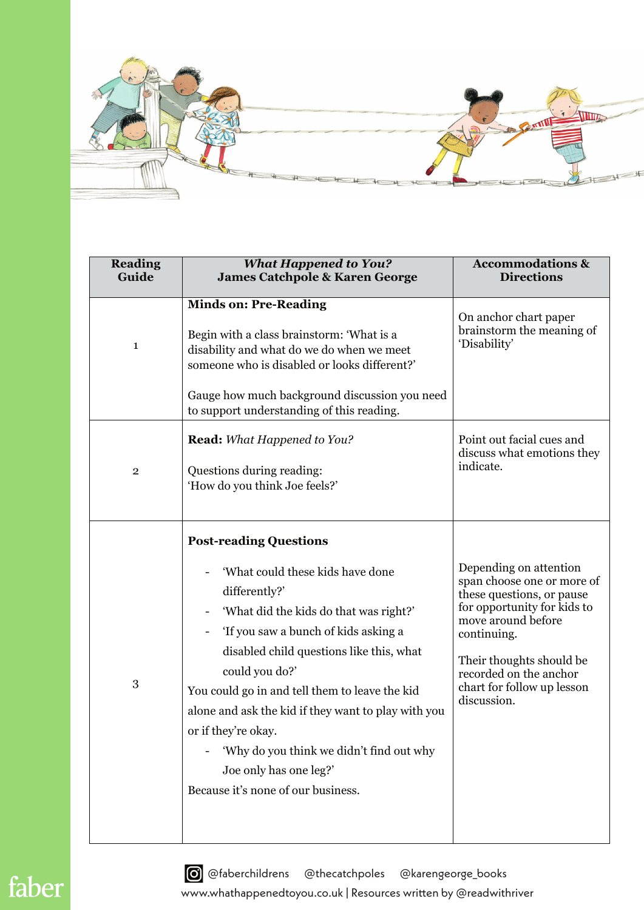| Reading Guide | *What Happened to You?* James Catchpole & Karen George | Accommodations & Directions |
|---|---|---|
| 1 | **Minds on: Pre-Reading**<br><br>Begin with a class brainstorm: 'What is a disability and what do we do when we meet someone who is disabled or looks different?'<br><br>Gauge how much background discussion you need to support understanding of this reading. | On anchor chart paper brainstorm the meaning of 'Disability' |
| 2 | **Read:** *What Happened to You?*<br><br>Questions during reading:<br>'How do you think Joe feels?' | Point out facial cues and discuss what emotions they indicate. |
| 3 | **Post-reading Questions**<br><br>- 'What could these kids have done differently?'<br>- 'What did the kids do that was right?'<br>- 'If you saw a bunch of kids asking a disabled child questions like this, what could you do?'<br><br>You could go in and tell them to leave the kid alone and ask the kid if they want to play with you or if they're okay.<br><br>- 'Why do you think we didn't find out why Joe only has one leg?'<br><br>Because it's none of our business. | Depending on attention span choose one or more of these questions, or pause for opportunity for kids to move around before continuing.<br><br>Their thoughts should be recorded on the anchor chart for follow up lesson discussion. |

@faberchildrens @thecatchpoles @karengeorge_books

www.whathappenedtoyou.co.uk | Resources written by @readwithriver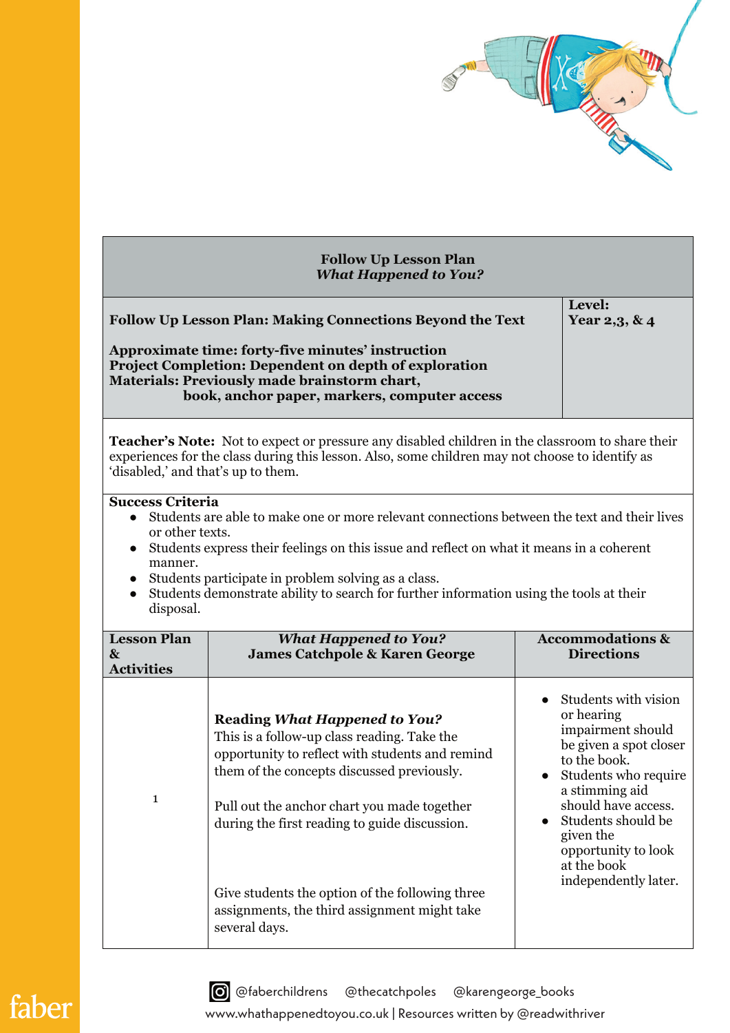| **Follow Up Lesson Plan** *What Happened to You?* | |
|---|---|
| **Follow Up Lesson Plan: Making Connections Beyond the Text**<br><br>**Approximate time: forty-five minutes' instruction**<br>**Project Completion: Dependent on depth of exploration**<br>**Materials: Previously made brainstorm chart, book, anchor paper, markers, computer access** | **Level:**<br>**Year 2,3, & 4** |

**Teacher's Note:** Not to expect or pressure any disabled children in the classroom to share their experiences for the class during this lesson. Also, some children may not choose to identify as 'disabled,' and that's up to them.

**Success Criteria**

- Students are able to make one or more relevant connections between the text and their lives or other texts.
- Students express their feelings on this issue and reflect on what it means in a coherent manner.
- Students participate in problem solving as a class.
- Students demonstrate ability to search for further information using the tools at their disposal.

| **Lesson Plan & Activities** | ***What Happened to You?*** **James Catchpole & Karen George** | **Accommodations & Directions** |
|---|---|---|
| 1 | **Reading *What Happened to You?***<br>This is a follow-up class reading. Take the opportunity to reflect with students and remind them of the concepts discussed previously.<br><br>Pull out the anchor chart you made together during the first reading to guide discussion.<br><br>Give students the option of the following three assignments, the third assignment might take several days. | • Students with vision or hearing impairment should be given a spot closer to the book.<br>• Students who require a stimming aid should have access.<br>• Students should be given the opportunity to look at the book independently later. |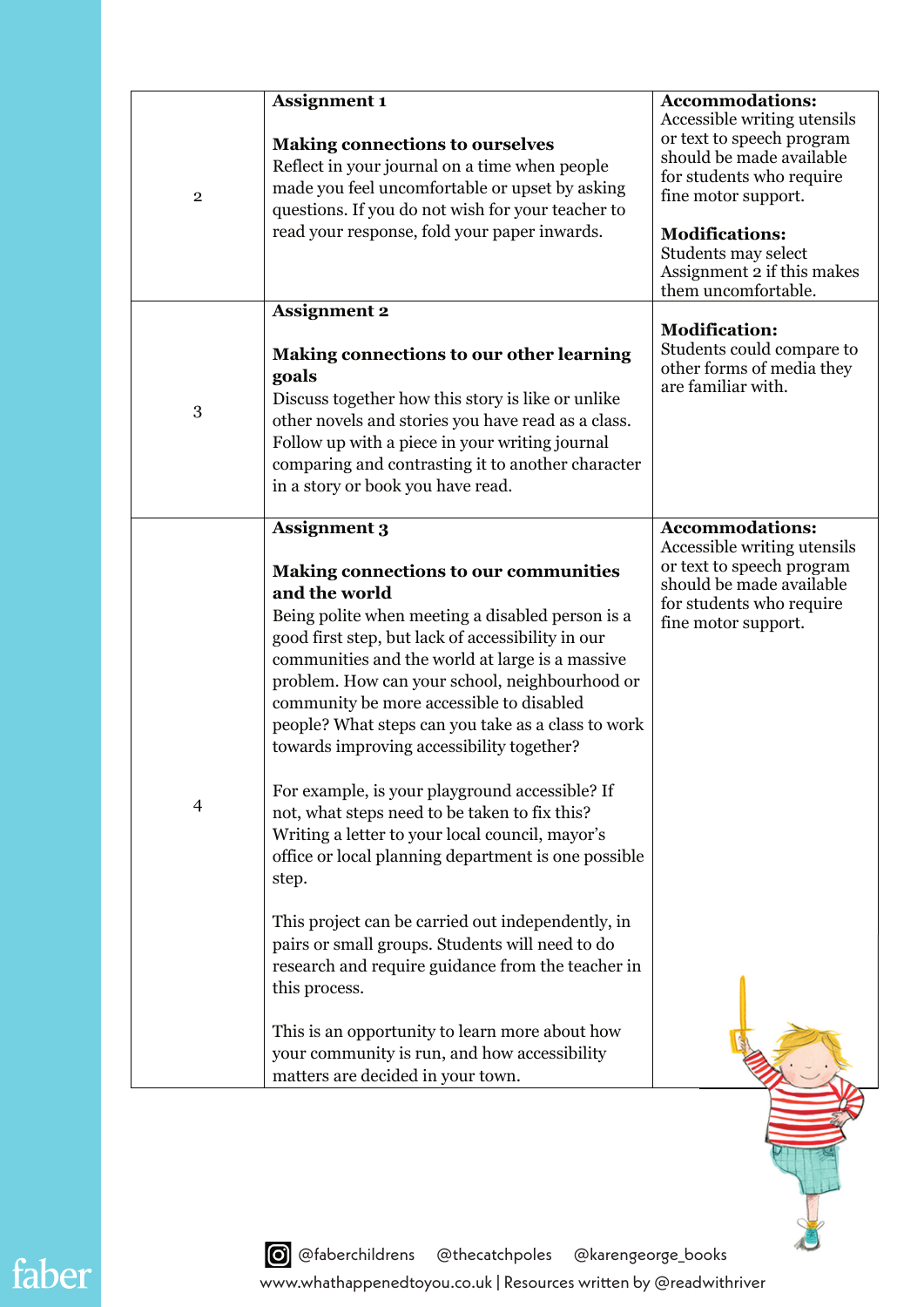| | | |
|---|---|---|
| 2 | **Assignment 1**<br><br>**Making connections to ourselves**<br>Reflect in your journal on a time when people made you feel uncomfortable or upset by asking questions. If you do not wish for your teacher to read your response, fold your paper inwards. | **Accommodations:**<br>Accessible writing utensils or text to speech program should be made available for students who require fine motor support.<br><br>**Modifications:**<br>Students may select Assignment 2 if this makes them uncomfortable. |
| 3 | **Assignment 2**<br><br>**Making connections to our other learning goals**<br>Discuss together how this story is like or unlike other novels and stories you have read as a class. Follow up with a piece in your writing journal comparing and contrasting it to another character in a story or book you have read. | **Modification:**<br>Students could compare to other forms of media they are familiar with. |
| 4 | **Assignment 3**<br><br>**Making connections to our communities and the world**<br>Being polite when meeting a disabled person is a good first step, but lack of accessibility in our communities and the world at large is a massive problem. How can your school, neighbourhood or community be more accessible to disabled people? What steps can you take as a class to work towards improving accessibility together?<br><br>For example, is your playground accessible? If not, what steps need to be taken to fix this? Writing a letter to your local council, mayor's office or local planning department is one possible step.<br><br>This project can be carried out independently, in pairs or small groups. Students will need to do research and require guidance from the teacher in this process.<br><br>This is an opportunity to learn more about how your community is run, and how accessibility matters are decided in your town. | **Accommodations:**<br>Accessible writing utensils or text to speech program should be made available for students who require fine motor support. |

@faberchildrens @thecatchpoles @karengeorge_books

www.whathappenedtoyou.co.uk | Resources written by @readwithriver